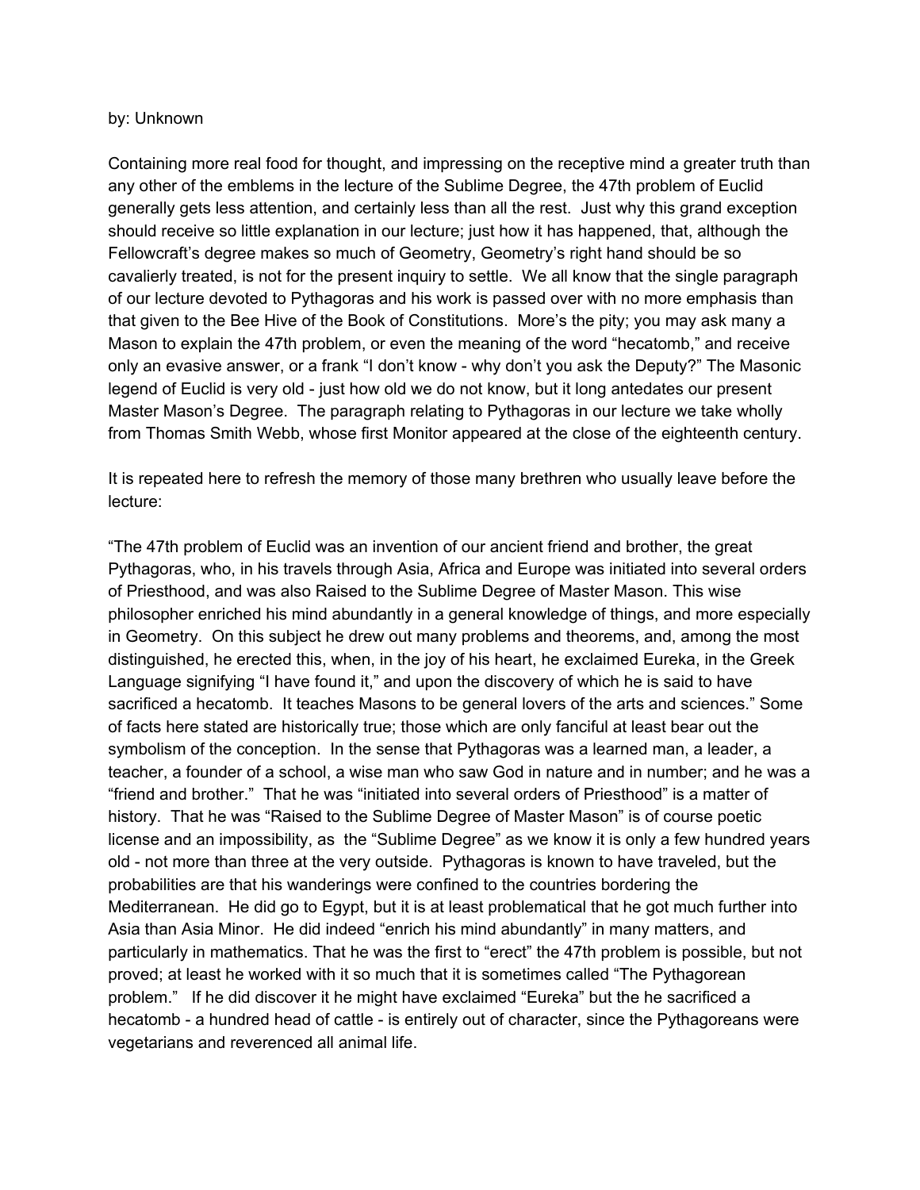by: Unknown

Containing more real food for thought, and impressing on the receptive mind a greater truth than any other of the emblems in the lecture of the Sublime Degree, the 47th problem of Euclid generally gets less attention, and certainly less than all the rest. Just why this grand exception should receive so little explanation in our lecture; just how it has happened, that, although the Fellowcraft's degree makes so much of Geometry, Geometry's right hand should be so cavalierly treated, is not for the present inquiry to settle. We all know that the single paragraph of our lecture devoted to Pythagoras and his work is passed over with no more emphasis than that given to the Bee Hive of the Book of Constitutions. More's the pity; you may ask many a Mason to explain the 47th problem, or even the meaning of the word "hecatomb," and receive only an evasive answer, or a frank "I don't know - why don't you ask the Deputy?" The Masonic legend of Euclid is very old - just how old we do not know, but it long antedates our present Master Mason's Degree. The paragraph relating to Pythagoras in our lecture we take wholly from Thomas Smith Webb, whose first Monitor appeared at the close of the eighteenth century.

It is repeated here to refresh the memory of those many brethren who usually leave before the lecture:

"The 47th problem of Euclid was an invention of our ancient friend and brother, the great Pythagoras, who, in his travels through Asia, Africa and Europe was initiated into several orders of Priesthood, and was also Raised to the Sublime Degree of Master Mason. This wise philosopher enriched his mind abundantly in a general knowledge of things, and more especially in Geometry. On this subject he drew out many problems and theorems, and, among the most distinguished, he erected this, when, in the joy of his heart, he exclaimed Eureka, in the Greek Language signifying "I have found it," and upon the discovery of which he is said to have sacrificed a hecatomb. It teaches Masons to be general lovers of the arts and sciences." Some of facts here stated are historically true; those which are only fanciful at least bear out the symbolism of the conception. In the sense that Pythagoras was a learned man, a leader, a teacher, a founder of a school, a wise man who saw God in nature and in number; and he was a "friend and brother." That he was "initiated into several orders of Priesthood" is a matter of history. That he was "Raised to the Sublime Degree of Master Mason" is of course poetic license and an impossibility, as the "Sublime Degree" as we know it is only a few hundred years old - not more than three at the very outside. Pythagoras is known to have traveled, but the probabilities are that his wanderings were confined to the countries bordering the Mediterranean. He did go to Egypt, but it is at least problematical that he got much further into Asia than Asia Minor. He did indeed "enrich his mind abundantly" in many matters, and particularly in mathematics. That he was the first to "erect" the 47th problem is possible, but not proved; at least he worked with it so much that it is sometimes called "The Pythagorean problem." If he did discover it he might have exclaimed "Eureka" but the he sacrificed a hecatomb - a hundred head of cattle - is entirely out of character, since the Pythagoreans were vegetarians and reverenced all animal life.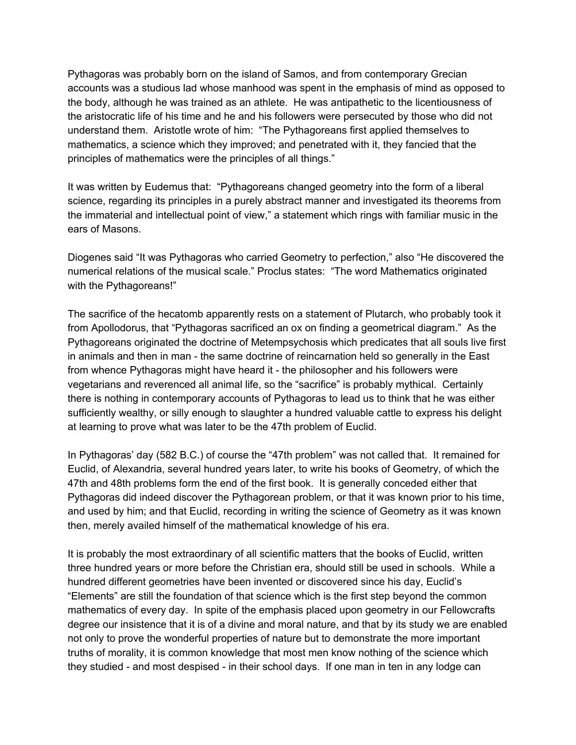Pythagoras was probably born on the island of Samos, and from contemporary Grecian accounts was a studious lad whose manhood was spent in the emphasis of mind as opposed to the body, although he was trained as an athlete. He was antipathetic to the licentiousness of the aristocratic life of his time and he and his followers were persecuted by those who did not understand them. Aristotle wrote of him: "The Pythagoreans first applied themselves to mathematics, a science which they improved; and penetrated with it, they fancied that the principles of mathematics were the principles of all things."

It was written by Eudemus that: "Pythagoreans changed geometry into the form of a liberal science, regarding its principles in a purely abstract manner and investigated its theorems from the immaterial and intellectual point of view," a statement which rings with familiar music in the ears of Masons.

Diogenes said "It was Pythagoras who carried Geometry to perfection," also "He discovered the numerical relations of the musical scale." Proclus states: "The word Mathematics originated with the Pythagoreans!"

The sacrifice of the hecatomb apparently rests on a statement of Plutarch, who probably took it from Apollodorus, that "Pythagoras sacrificed an ox on finding a geometrical diagram." As the Pythagoreans originated the doctrine of Metempsychosis which predicates that all souls live first in animals and then in man - the same doctrine of reincarnation held so generally in the East from whence Pythagoras might have heard it - the philosopher and his followers were vegetarians and reverenced all animal life, so the "sacrifice" is probably mythical. Certainly there is nothing in contemporary accounts of Pythagoras to lead us to think that he was either sufficiently wealthy, or silly enough to slaughter a hundred valuable cattle to express his delight at learning to prove what was later to be the 47th problem of Euclid.

In Pythagoras' day (582 B.C.) of course the "47th problem" was not called that. It remained for Euclid, of Alexandria, several hundred years later, to write his books of Geometry, of which the 47th and 48th problems form the end of the first book. It is generally conceded either that Pythagoras did indeed discover the Pythagorean problem, or that it was known prior to his time, and used by him; and that Euclid, recording in writing the science of Geometry as it was known then, merely availed himself of the mathematical knowledge of his era.

It is probably the most extraordinary of all scientific matters that the books of Euclid, written three hundred years or more before the Christian era, should still be used in schools. While a hundred different geometries have been invented or discovered since his day, Euclid's "Elements" are still the foundation of that science which is the first step beyond the common mathematics of every day. In spite of the emphasis placed upon geometry in our Fellowcrafts degree our insistence that it is of a divine and moral nature, and that by its study we are enabled not only to prove the wonderful properties of nature but to demonstrate the more important truths of morality, it is common knowledge that most men know nothing of the science which they studied - and most despised - in their school days. If one man in ten in any lodge can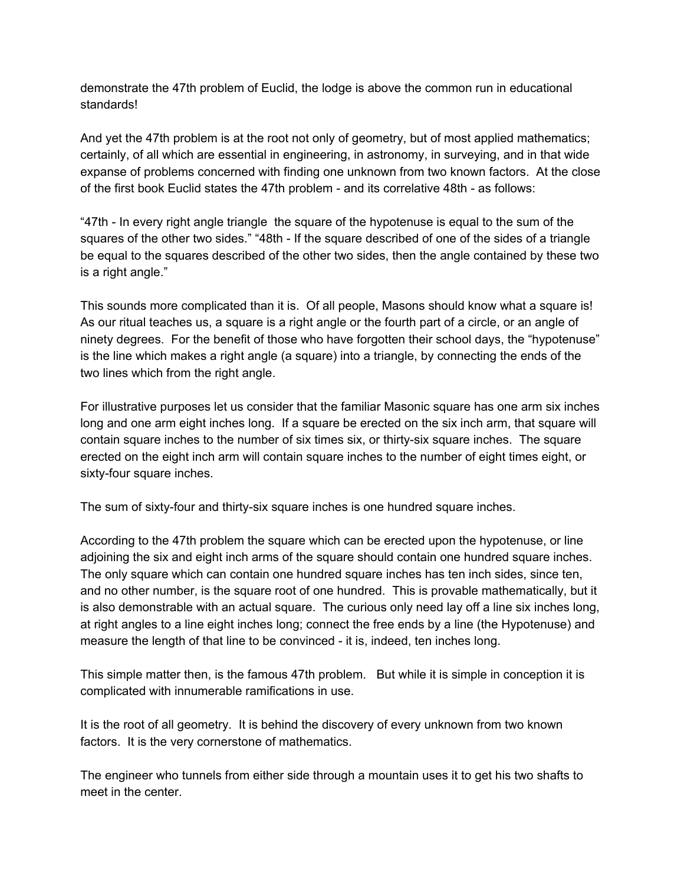demonstrate the 47th problem of Euclid, the lodge is above the common run in educational standards!

And yet the 47th problem is at the root not only of geometry, but of most applied mathematics; certainly, of all which are essential in engineering, in astronomy, in surveying, and in that wide expanse of problems concerned with finding one unknown from two known factors. At the close of the first book Euclid states the 47th problem - and its correlative 48th - as follows:

"47th - In every right angle triangle the square of the hypotenuse is equal to the sum of the squares of the other two sides." "48th - If the square described of one of the sides of a triangle be equal to the squares described of the other two sides, then the angle contained by these two is a right angle."

This sounds more complicated than it is. Of all people, Masons should know what a square is! As our ritual teaches us, a square is a right angle or the fourth part of a circle, or an angle of ninety degrees. For the benefit of those who have forgotten their school days, the "hypotenuse" is the line which makes a right angle (a square) into a triangle, by connecting the ends of the two lines which from the right angle.

For illustrative purposes let us consider that the familiar Masonic square has one arm six inches long and one arm eight inches long. If a square be erected on the six inch arm, that square will contain square inches to the number of six times six, or thirty-six square inches. The square erected on the eight inch arm will contain square inches to the number of eight times eight, or sixty-four square inches.

The sum of sixty-four and thirty-six square inches is one hundred square inches.

According to the 47th problem the square which can be erected upon the hypotenuse, or line adjoining the six and eight inch arms of the square should contain one hundred square inches. The only square which can contain one hundred square inches has ten inch sides, since ten, and no other number, is the square root of one hundred. This is provable mathematically, but it is also demonstrable with an actual square. The curious only need lay off a line six inches long, at right angles to a line eight inches long; connect the free ends by a line (the Hypotenuse) and measure the length of that line to be convinced - it is, indeed, ten inches long.

This simple matter then, is the famous 47th problem. But while it is simple in conception it is complicated with innumerable ramifications in use.

It is the root of all geometry. It is behind the discovery of every unknown from two known factors. It is the very cornerstone of mathematics.

The engineer who tunnels from either side through a mountain uses it to get his two shafts to meet in the center.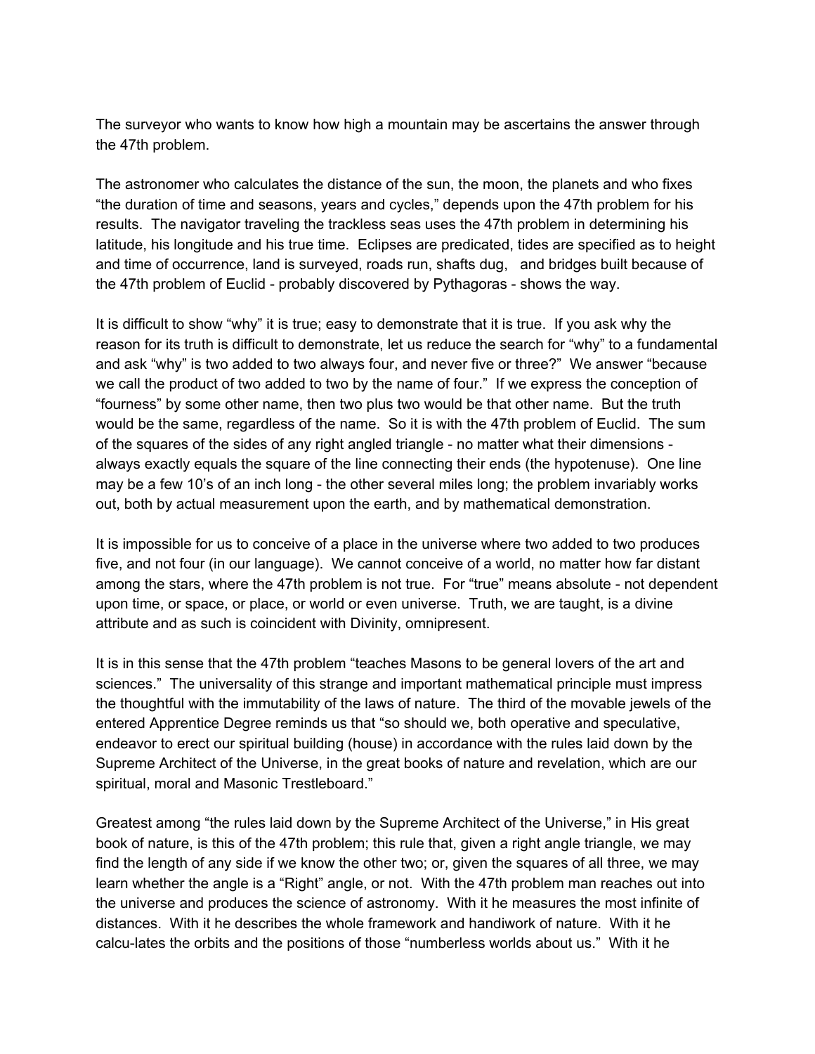The surveyor who wants to know how high a mountain may be ascertains the answer through the 47th problem.

The astronomer who calculates the distance of the sun, the moon, the planets and who fixes "the duration of time and seasons, years and cycles," depends upon the 47th problem for his results. The navigator traveling the trackless seas uses the 47th problem in determining his latitude, his longitude and his true time. Eclipses are predicated, tides are specified as to height and time of occurrence, land is surveyed, roads run, shafts dug, and bridges built because of the 47th problem of Euclid - probably discovered by Pythagoras - shows the way.

It is difficult to show "why" it is true; easy to demonstrate that it is true. If you ask why the reason for its truth is difficult to demonstrate, let us reduce the search for "why" to a fundamental and ask "why" is two added to two always four, and never five or three?" We answer "because we call the product of two added to two by the name of four." If we express the conception of "fourness" by some other name, then two plus two would be that other name. But the truth would be the same, regardless of the name. So it is with the 47th problem of Euclid. The sum of the squares of the sides of any right angled triangle - no matter what their dimensions - always exactly equals the square of the line connecting their ends (the hypotenuse). One line may be a few 10's of an inch long - the other several miles long; the problem invariably works out, both by actual measurement upon the earth, and by mathematical demonstration.

It is impossible for us to conceive of a place in the universe where two added to two produces five, and not four (in our language). We cannot conceive of a world, no matter how far distant among the stars, where the 47th problem is not true. For "true" means absolute - not dependent upon time, or space, or place, or world or even universe. Truth, we are taught, is a divine attribute and as such is coincident with Divinity, omnipresent.

It is in this sense that the 47th problem "teaches Masons to be general lovers of the art and sciences." The universality of this strange and important mathematical principle must impress the thoughtful with the immutability of the laws of nature. The third of the movable jewels of the entered Apprentice Degree reminds us that "so should we, both operative and speculative, endeavor to erect our spiritual building (house) in accordance with the rules laid down by the Supreme Architect of the Universe, in the great books of nature and revelation, which are our spiritual, moral and Masonic Trestleboard."

Greatest among "the rules laid down by the Supreme Architect of the Universe," in His great book of nature, is this of the 47th problem; this rule that, given a right angle triangle, we may find the length of any side if we know the other two; or, given the squares of all three, we may learn whether the angle is a "Right" angle, or not. With the 47th problem man reaches out into the universe and produces the science of astronomy. With it he measures the most infinite of distances. With it he describes the whole framework and handiwork of nature. With it he calcu-lates the orbits and the positions of those "numberless worlds about us." With it he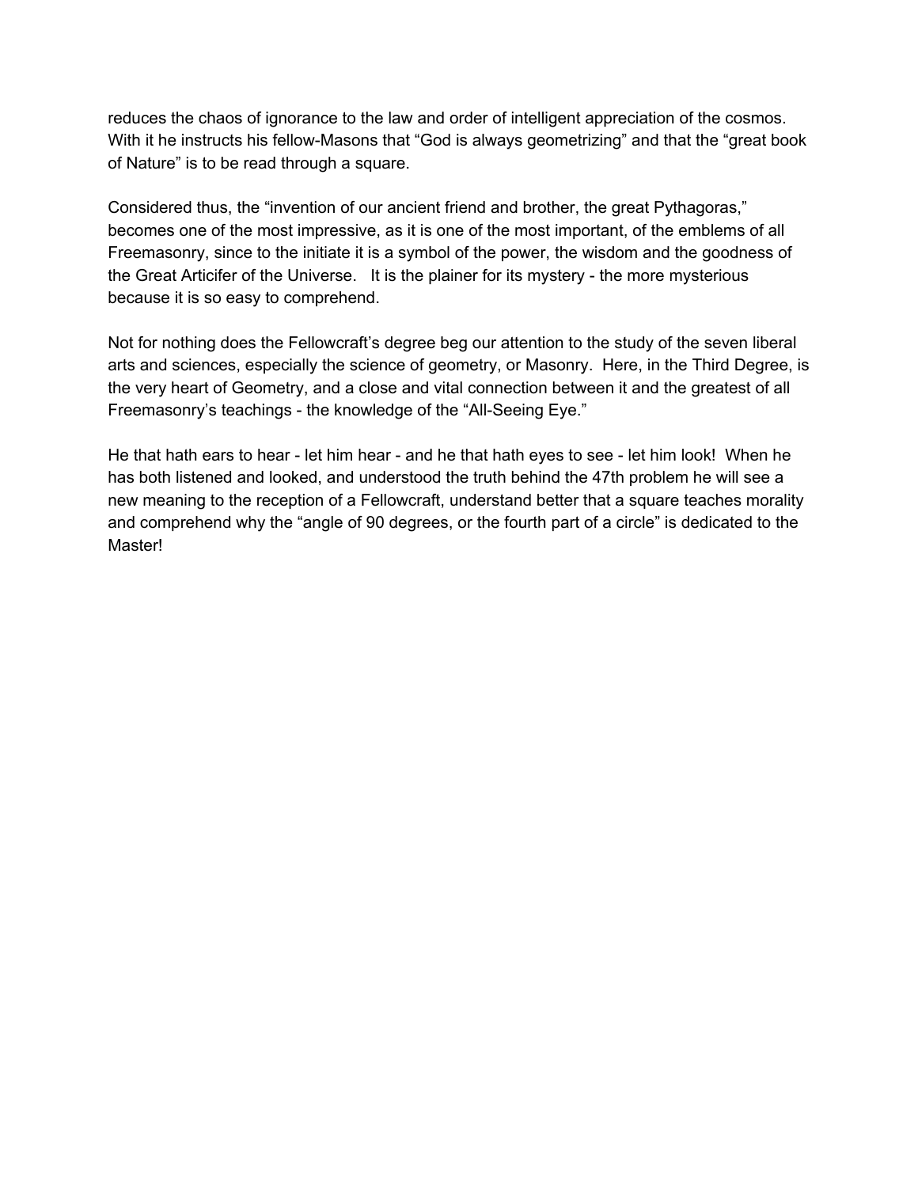reduces the chaos of ignorance to the law and order of intelligent appreciation of the cosmos. With it he instructs his fellow-Masons that "God is always geometrizing" and that the "great book of Nature" is to be read through a square.

Considered thus, the "invention of our ancient friend and brother, the great Pythagoras," becomes one of the most impressive, as it is one of the most important, of the emblems of all Freemasonry, since to the initiate it is a symbol of the power, the wisdom and the goodness of the Great Articifer of the Universe. It is the plainer for its mystery - the more mysterious because it is so easy to comprehend.

Not for nothing does the Fellowcraft's degree beg our attention to the study of the seven liberal arts and sciences, especially the science of geometry, or Masonry. Here, in the Third Degree, is the very heart of Geometry, and a close and vital connection between it and the greatest of all Freemasonry's teachings - the knowledge of the "All-Seeing Eye."

He that hath ears to hear - let him hear - and he that hath eyes to see - let him look! When he has both listened and looked, and understood the truth behind the 47th problem he will see a new meaning to the reception of a Fellowcraft, understand better that a square teaches morality and comprehend why the "angle of 90 degrees, or the fourth part of a circle" is dedicated to the Master!